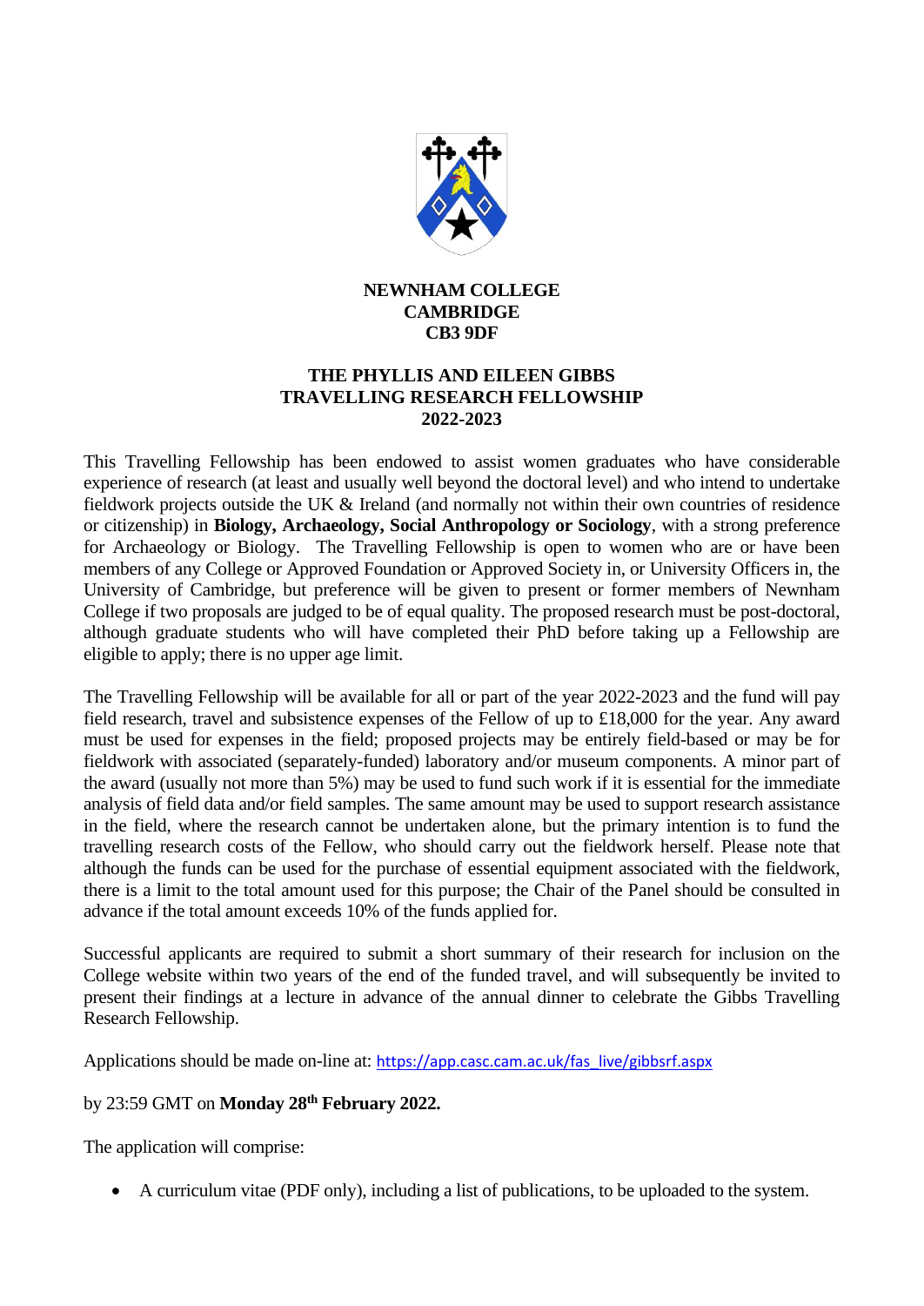**NEWNHAM COLLEGE**
**CAMBRIDGE**
**CB3 9DF**

# THE PHYLLIS AND EILEEN GIBBS TRAVELLING RESEARCH FELLOWSHIP 2022-2023

This Travelling Fellowship has been endowed to assist women graduates who have considerable experience of research (at least and usually well beyond the doctoral level) and who intend to undertake fieldwork projects outside the UK & Ireland (and normally not within their own countries of residence or citizenship) in **Biology, Archaeology, Social Anthropology or Sociology**, with a strong preference for Archaeology or Biology. The Travelling Fellowship is open to women who are or have been members of any College or Approved Foundation or Approved Society in, or University Officers in, the University of Cambridge, but preference will be given to present or former members of Newnham College if two proposals are judged to be of equal quality. The proposed research must be post-doctoral, although graduate students who will have completed their PhD before taking up a Fellowship are eligible to apply; there is no upper age limit.

The Travelling Fellowship will be available for all or part of the year 2022-2023 and the fund will pay field research, travel and subsistence expenses of the Fellow of up to £18,000 for the year. Any award must be used for expenses in the field; proposed projects may be entirely field-based or may be for fieldwork with associated (separately-funded) laboratory and/or museum components. A minor part of the award (usually not more than 5%) may be used to fund such work if it is essential for the immediate analysis of field data and/or field samples. The same amount may be used to support research assistance in the field, where the research cannot be undertaken alone, but the primary intention is to fund the travelling research costs of the Fellow, who should carry out the fieldwork herself. Please note that although the funds can be used for the purchase of essential equipment associated with the fieldwork, there is a limit to the total amount used for this purpose; the Chair of the Panel should be consulted in advance if the total amount exceeds 10% of the funds applied for.

Successful applicants are required to submit a short summary of their research for inclusion on the College website within two years of the end of the funded travel, and will subsequently be invited to present their findings at a lecture in advance of the annual dinner to celebrate the Gibbs Travelling Research Fellowship.

Applications should be made on-line at: https://app.casc.cam.ac.uk/fas_live/gibbsrf.aspx

by 23:59 GMT on **Monday 28th February 2022.**

The application will comprise:

- A curriculum vitae (PDF only), including a list of publications, to be uploaded to the system.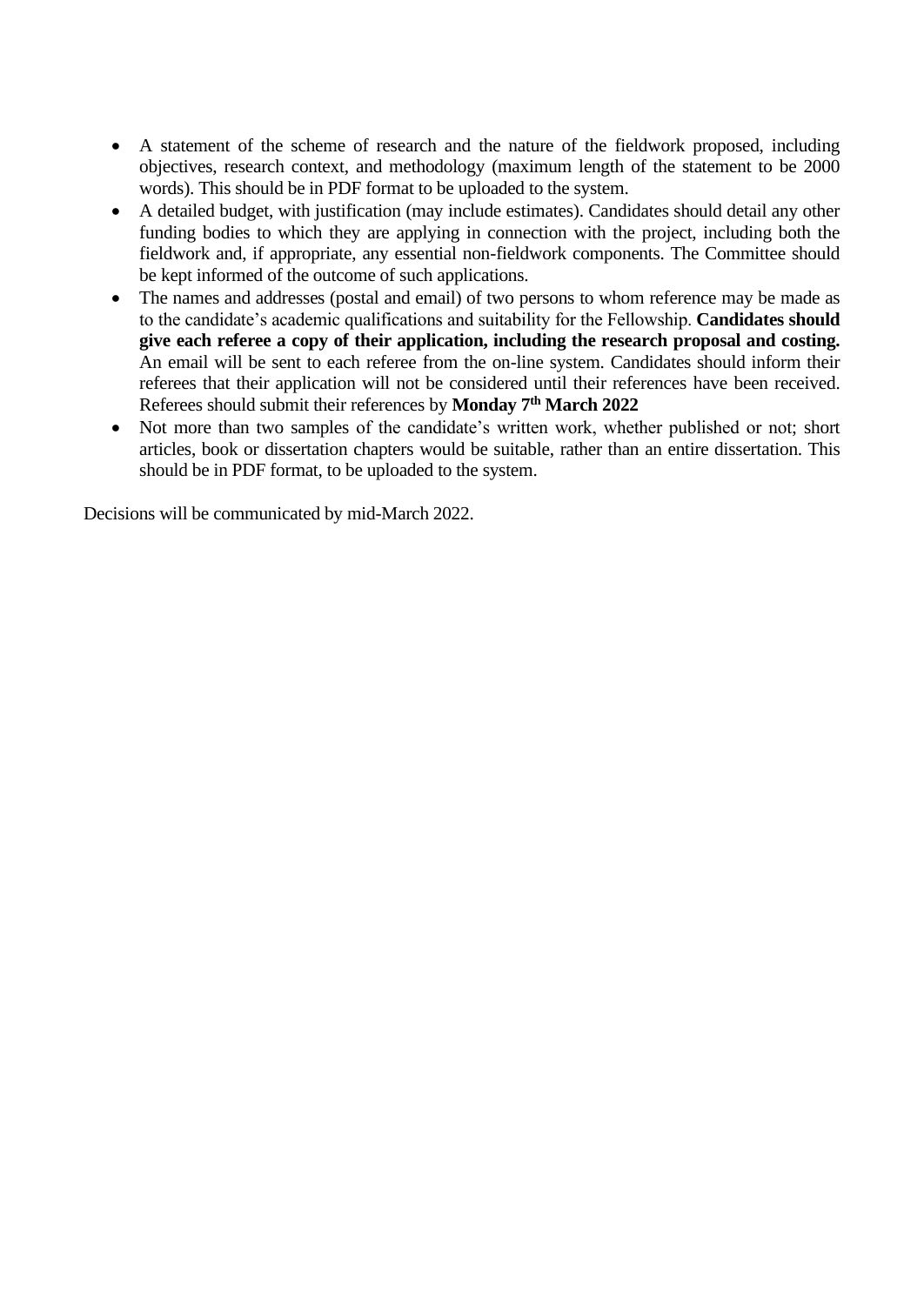- A statement of the scheme of research and the nature of the fieldwork proposed, including objectives, research context, and methodology (maximum length of the statement to be 2000 words). This should be in PDF format to be uploaded to the system.
- A detailed budget, with justification (may include estimates). Candidates should detail any other funding bodies to which they are applying in connection with the project, including both the fieldwork and, if appropriate, any essential non-fieldwork components. The Committee should be kept informed of the outcome of such applications.
- The names and addresses (postal and email) of two persons to whom reference may be made as to the candidate's academic qualifications and suitability for the Fellowship. **Candidates should give each referee a copy of their application, including the research proposal and costing.** An email will be sent to each referee from the on-line system. Candidates should inform their referees that their application will not be considered until their references have been received. Referees should submit their references by **Monday 7th March 2022**
- Not more than two samples of the candidate's written work, whether published or not; short articles, book or dissertation chapters would be suitable, rather than an entire dissertation. This should be in PDF format, to be uploaded to the system.

Decisions will be communicated by mid-March 2022.